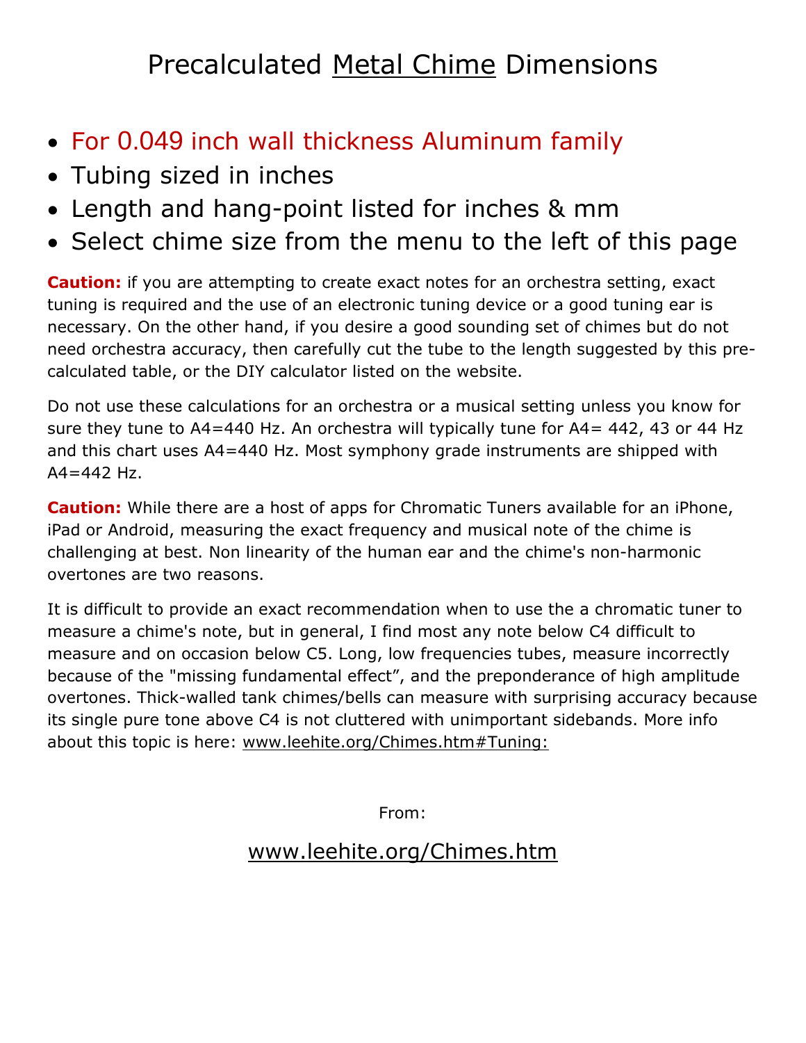# Precalculated Metal Chime Dimensions

- For 0.049 inch wall thickness Aluminum family
- Tubing sized in inches
- Length and hang-point listed for inches & mm
- Select chime size from the menu to the left of this page

**Caution:** if you are attempting to create exact notes for an orchestra setting, exact tuning is required and the use of an electronic tuning device or a good tuning ear is necessary. On the other hand, if you desire a good sounding set of chimes but do not need orchestra accuracy, then carefully cut the tube to the length suggested by this pre-calculated table, or the DIY calculator listed on the website.

Do not use these calculations for an orchestra or a musical setting unless you know for sure they tune to A4=440 Hz. An orchestra will typically tune for A4= 442, 43 or 44 Hz and this chart uses A4=440 Hz. Most symphony grade instruments are shipped with A4=442 Hz.

**Caution:** While there are a host of apps for Chromatic Tuners available for an iPhone, iPad or Android, measuring the exact frequency and musical note of the chime is challenging at best. Non linearity of the human ear and the chime's non-harmonic overtones are two reasons.

It is difficult to provide an exact recommendation when to use the a chromatic tuner to measure a chime's note, but in general, I find most any note below C4 difficult to measure and on occasion below C5. Long, low frequencies tubes, measure incorrectly because of the "missing fundamental effect", and the preponderance of high amplitude overtones. Thick-walled tank chimes/bells can measure with surprising accuracy because its single pure tone above C4 is not cluttered with unimportant sidebands. More info about this topic is here: www.leehite.org/Chimes.htm#Tuning:

From:

www.leehite.org/Chimes.htm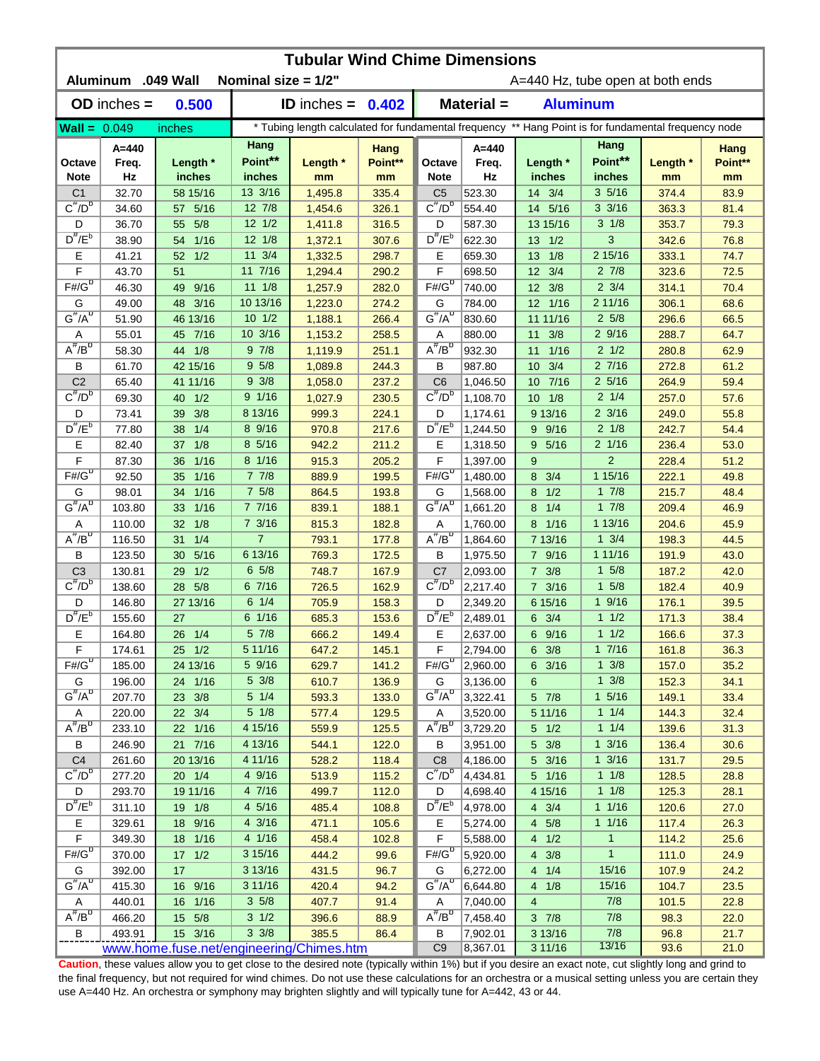# Tubular Wind Chime Dimensions

**Aluminum .049 Wall** **Nominal size = 1/2"** A=440 Hz, tube open at both ends

| **OD inches =** | **0.500** | **ID inches =** | **0.402** | **Material =** | **Aluminum** |
|---|---|---|---|---|---|

**Wall =** 0.049 inches — * Tubing length calculated for fundamental frequency ** Hang Point is for fundamental frequency node

| Octave Note | A=440 Freq. Hz | Length * inches | Hang Point** inches | Length * mm | Hang Point** mm | Octave Note | A=440 Freq. Hz | Length * inches | Hang Point** inches | Length * mm | Hang Point** mm |
|---|---|---|---|---|---|---|---|---|---|---|---|
| C1 | 32.70 | 58 15/16 | 13 3/16 | 1,495.8 | 335.4 | C5 | 523.30 | 14 3/4 | 3 5/16 | 374.4 | 83.9 |
| $C^{\#}/D^{b}$ | 34.60 | 57 5/16 | 12 7/8 | 1,454.6 | 326.1 | $C^{\#}/D^{b}$ | 554.40 | 14 5/16 | 3 3/16 | 363.3 | 81.4 |
| D | 36.70 | 55 5/8 | 12 1/2 | 1,411.8 | 316.5 | D | 587.30 | 13 15/16 | 3 1/8 | 353.7 | 79.3 |
| $D^{\#}/E^{b}$ | 38.90 | 54 1/16 | 12 1/8 | 1,372.1 | 307.6 | $D^{\#}/E^{b}$ | 622.30 | 13 1/2 | 3 | 342.6 | 76.8 |
| E | 41.21 | 52 1/2 | 11 3/4 | 1,332.5 | 298.7 | E | 659.30 | 13 1/8 | 2 15/16 | 333.1 | 74.7 |
| F | 43.70 | 51 | 11 7/16 | 1,294.4 | 290.2 | F | 698.50 | 12 3/4 | 2 7/8 | 323.6 | 72.5 |
| $F\#/G^{b}$ | 46.30 | 49 9/16 | 11 1/8 | 1,257.9 | 282.0 | $F\#/G^{b}$ | 740.00 | 12 3/8 | 2 3/4 | 314.1 | 70.4 |
| G | 49.00 | 48 3/16 | 10 13/16 | 1,223.0 | 274.2 | G | 784.00 | 12 1/16 | 2 11/16 | 306.1 | 68.6 |
| $G^{\#}/A^{b}$ | 51.90 | 46 13/16 | 10 1/2 | 1,188.1 | 266.4 | $G^{\#}/A^{b}$ | 830.60 | 11 11/16 | 2 5/8 | 296.6 | 66.5 |
| A | 55.01 | 45 7/16 | 10 3/16 | 1,153.2 | 258.5 | A | 880.00 | 11 3/8 | 2 9/16 | 288.7 | 64.7 |
| $A^{\#}/B^{b}$ | 58.30 | 44 1/8 | 9 7/8 | 1,119.9 | 251.1 | $A^{\#}/B^{b}$ | 932.30 | 11 1/16 | 2 1/2 | 280.8 | 62.9 |
| B | 61.70 | 42 15/16 | 9 5/8 | 1,089.8 | 244.3 | B | 987.80 | 10 3/4 | 2 7/16 | 272.8 | 61.2 |
| C2 | 65.40 | 41 11/16 | 9 3/8 | 1,058.0 | 237.2 | C6 | 1,046.50 | 10 7/16 | 2 5/16 | 264.9 | 59.4 |
| $C^{\#}/D^{b}$ | 69.30 | 40 1/2 | 9 1/16 | 1,027.9 | 230.5 | $C^{\#}/D^{b}$ | 1,108.70 | 10 1/8 | 2 1/4 | 257.0 | 57.6 |
| D | 73.41 | 39 3/8 | 8 13/16 | 999.3 | 224.1 | D | 1,174.61 | 9 13/16 | 2 3/16 | 249.0 | 55.8 |
| $D^{\#}/E^{b}$ | 77.80 | 38 1/4 | 8 9/16 | 970.8 | 217.6 | $D^{\#}/E^{b}$ | 1,244.50 | 9 9/16 | 2 1/8 | 242.7 | 54.4 |
| E | 82.40 | 37 1/8 | 8 5/16 | 942.2 | 211.2 | E | 1,318.50 | 9 5/16 | 2 1/16 | 236.4 | 53.0 |
| F | 87.30 | 36 1/16 | 8 1/16 | 915.3 | 205.2 | F | 1,397.00 | 9 | 2 | 228.4 | 51.2 |
| $F\#/G^{b}$ | 92.50 | 35 1/16 | 7 7/8 | 889.9 | 199.5 | $F\#/G^{b}$ | 1,480.00 | 8 3/4 | 1 15/16 | 222.1 | 49.8 |
| G | 98.01 | 34 1/16 | 7 5/8 | 864.5 | 193.8 | G | 1,568.00 | 8 1/2 | 1 7/8 | 215.7 | 48.4 |
| $G^{\#}/A^{b}$ | 103.80 | 33 1/16 | 7 7/16 | 839.1 | 188.1 | $G^{\#}/A^{b}$ | 1,661.20 | 8 1/4 | 1 7/8 | 209.4 | 46.9 |
| A | 110.00 | 32 1/8 | 7 3/16 | 815.3 | 182.8 | A | 1,760.00 | 8 1/16 | 1 13/16 | 204.6 | 45.9 |
| $A^{\#}/B^{b}$ | 116.50 | 31 1/4 | 7 | 793.1 | 177.8 | $A^{\#}/B^{b}$ | 1,864.60 | 7 13/16 | 1 3/4 | 198.3 | 44.5 |
| B | 123.50 | 30 5/16 | 6 13/16 | 769.3 | 172.5 | B | 1,975.50 | 7 9/16 | 1 11/16 | 191.9 | 43.0 |
| C3 | 130.81 | 29 1/2 | 6 5/8 | 748.7 | 167.9 | C7 | 2,093.00 | 7 3/8 | 1 5/8 | 187.2 | 42.0 |
| $C^{\#}/D^{b}$ | 138.60 | 28 5/8 | 6 7/16 | 726.5 | 162.9 | $C^{\#}/D^{b}$ | 2,217.40 | 7 3/16 | 1 5/8 | 182.4 | 40.9 |
| D | 146.80 | 27 13/16 | 6 1/4 | 705.9 | 158.3 | D | 2,349.20 | 6 15/16 | 1 9/16 | 176.1 | 39.5 |
| $D^{\#}/E^{b}$ | 155.60 | 27 | 6 1/16 | 685.3 | 153.6 | $D^{\#}/E^{b}$ | 2,489.01 | 6 3/4 | 1 1/2 | 171.3 | 38.4 |
| E | 164.80 | 26 1/4 | 5 7/8 | 666.2 | 149.4 | E | 2,637.00 | 6 9/16 | 1 1/2 | 166.6 | 37.3 |
| F | 174.61 | 25 1/2 | 5 11/16 | 647.2 | 145.1 | F | 2,794.00 | 6 3/8 | 1 7/16 | 161.8 | 36.3 |
| $F\#/G^{b}$ | 185.00 | 24 13/16 | 5 9/16 | 629.7 | 141.2 | $F\#/G^{b}$ | 2,960.00 | 6 3/16 | 1 3/8 | 157.0 | 35.2 |
| G | 196.00 | 24 1/16 | 5 3/8 | 610.7 | 136.9 | G | 3,136.00 | 6 | 1 3/8 | 152.3 | 34.1 |
| $G^{\#}/A^{b}$ | 207.70 | 23 3/8 | 5 1/4 | 593.3 | 133.0 | $G^{\#}/A^{b}$ | 3,322.41 | 5 7/8 | 1 5/16 | 149.1 | 33.4 |
| A | 220.00 | 22 3/4 | 5 1/8 | 577.4 | 129.5 | A | 3,520.00 | 5 11/16 | 1 1/4 | 144.3 | 32.4 |
| $A^{\#}/B^{b}$ | 233.10 | 22 1/16 | 4 15/16 | 559.9 | 125.5 | $A^{\#}/B^{b}$ | 3,729.20 | 5 1/2 | 1 1/4 | 139.6 | 31.3 |
| B | 246.90 | 21 7/16 | 4 13/16 | 544.1 | 122.0 | B | 3,951.00 | 5 3/8 | 1 3/16 | 136.4 | 30.6 |
| C4 | 261.60 | 20 13/16 | 4 11/16 | 528.2 | 118.4 | C8 | 4,186.00 | 5 3/16 | 1 3/16 | 131.7 | 29.5 |
| $C^{\#}/D^{b}$ | 277.20 | 20 1/4 | 4 9/16 | 513.9 | 115.2 | $C^{\#}/D^{b}$ | 4,434.81 | 5 1/16 | 1 1/8 | 128.5 | 28.8 |
| D | 293.70 | 19 11/16 | 4 7/16 | 499.7 | 112.0 | D | 4,698.40 | 4 15/16 | 1 1/8 | 125.3 | 28.1 |
| $D^{\#}/E^{b}$ | 311.10 | 19 1/8 | 4 5/16 | 485.4 | 108.8 | $D^{\#}/E^{b}$ | 4,978.00 | 4 3/4 | 1 1/16 | 120.6 | 27.0 |
| E | 329.61 | 18 9/16 | 4 3/16 | 471.1 | 105.6 | E | 5,274.00 | 4 5/8 | 1 1/16 | 117.4 | 26.3 |
| F | 349.30 | 18 1/16 | 4 1/16 | 458.4 | 102.8 | F | 5,588.00 | 4 1/2 | 1 | 114.2 | 25.6 |
| $F\#/G^{b}$ | 370.00 | 17 1/2 | 3 15/16 | 444.2 | 99.6 | $F\#/G^{b}$ | 5,920.00 | 4 3/8 | 1 | 111.0 | 24.9 |
| G | 392.00 | 17 | 3 13/16 | 431.5 | 96.7 | G | 6,272.00 | 4 1/4 | 15/16 | 107.9 | 24.2 |
| $G^{\#}/A^{b}$ | 415.30 | 16 9/16 | 3 11/16 | 420.4 | 94.2 | $G^{\#}/A^{b}$ | 6,644.80 | 4 1/8 | 15/16 | 104.7 | 23.5 |
| A | 440.01 | 16 1/16 | 3 5/8 | 407.7 | 91.4 | A | 7,040.00 | 4 | 7/8 | 101.5 | 22.8 |
| $A^{\#}/B^{b}$ | 466.20 | 15 5/8 | 3 1/2 | 396.6 | 88.9 | $A^{\#}/B^{b}$ | 7,458.40 | 3 7/8 | 7/8 | 98.3 | 22.0 |
| B | 493.91 | 15 3/16 | 3 3/8 | 385.5 | 86.4 | B | 7,902.01 | 3 13/16 | 7/8 | 96.8 | 21.7 |
| | | | | | | C9 | 8,367.01 | 3 11/16 | 13/16 | 93.6 | 21.0 |

www.home.fuse.net/engineering/Chimes.htm

**Caution**, these values allow you to get close to the desired note (typically within 1%) but if you desire an exact note, cut slightly long and grind to the final frequency, but not required for wind chimes. Do not use these calculations for an orchestra or a musical setting unless you are certain they use A=440 Hz. An orchestra or symphony may brighten slightly and will typically tune for A=442, 43 or 44.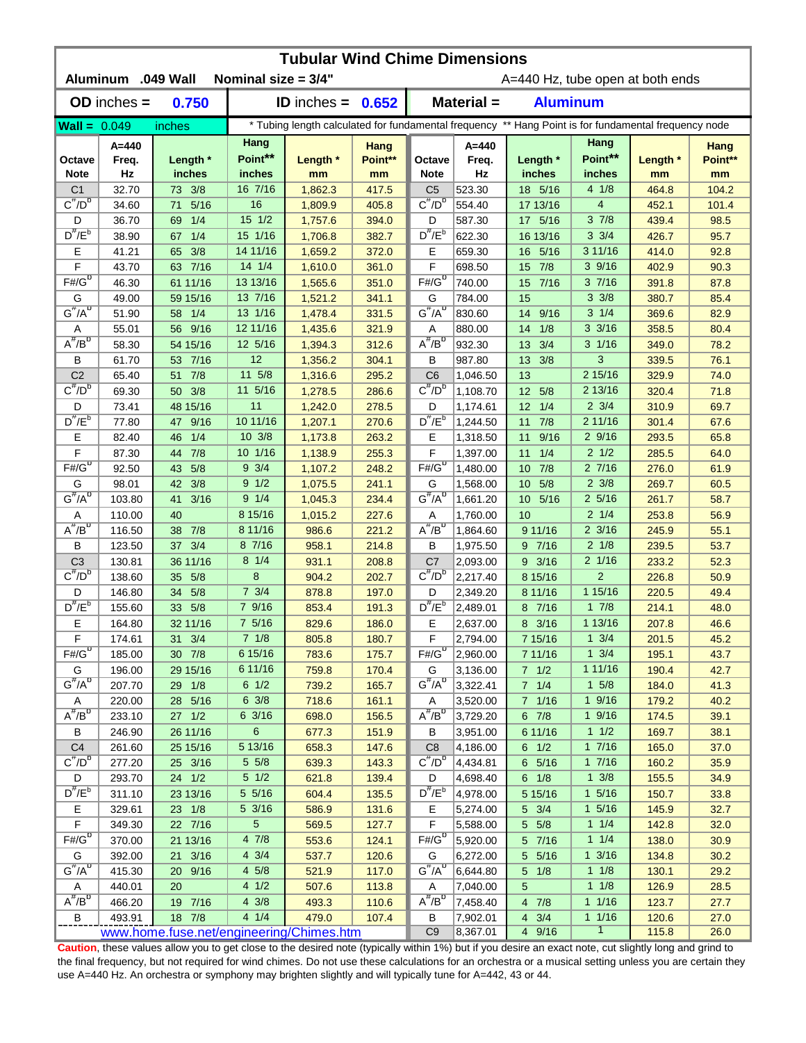# Tubular Wind Chime Dimensions

**Aluminum .049 Wall** **Nominal size = 3/4"** A=440 Hz, tube open at both ends

**OD inches = 0.750** **ID inches = 0.652** **Material = Aluminum**

**Wall =** 0.049 inches * Tubing length calculated for fundamental frequency ** Hang Point is for fundamental frequency node

| Octave Note | A=440 Freq. Hz | Length * inches | Hang Point** inches | Length * mm | Hang Point** mm | Octave Note | A=440 Freq. Hz | Length * inches | Hang Point** inches | Length * mm | Hang Point** mm |
|---|---|---|---|---|---|---|---|---|---|---|---|
| C1 | 32.70 | 73 3/8 | 16 7/16 | 1,862.3 | 417.5 | C5 | 523.30 | 18 5/16 | 4 1/8 | 464.8 | 104.2 |
| C#/Db | 34.60 | 71 5/16 | 16 | 1,809.9 | 405.8 | C#/Db | 554.40 | 17 13/16 | 4 | 452.1 | 101.4 |
| D | 36.70 | 69 1/4 | 15 1/2 | 1,757.6 | 394.0 | D | 587.30 | 17 5/16 | 3 7/8 | 439.4 | 98.5 |
| D#/Eb | 38.90 | 67 1/4 | 15 1/16 | 1,706.8 | 382.7 | D#/Eb | 622.30 | 16 13/16 | 3 3/4 | 426.7 | 95.7 |
| E | 41.21 | 65 3/8 | 14 11/16 | 1,659.2 | 372.0 | E | 659.30 | 16 5/16 | 3 11/16 | 414.0 | 92.8 |
| F | 43.70 | 63 7/16 | 14 1/4 | 1,610.0 | 361.0 | F | 698.50 | 15 7/8 | 3 9/16 | 402.9 | 90.3 |
| F#/Gb | 46.30 | 61 11/16 | 13 13/16 | 1,565.6 | 351.0 | F#/Gb | 740.00 | 15 7/16 | 3 7/16 | 391.8 | 87.8 |
| G | 49.00 | 59 15/16 | 13 7/16 | 1,521.2 | 341.1 | G | 784.00 | 15 | 3 3/8 | 380.7 | 85.4 |
| G#/Ab | 51.90 | 58 1/4 | 13 1/16 | 1,478.4 | 331.5 | G#/Ab | 830.60 | 14 9/16 | 3 1/4 | 369.6 | 82.9 |
| A | 55.01 | 56 9/16 | 12 11/16 | 1,435.6 | 321.9 | A | 880.00 | 14 1/8 | 3 3/16 | 358.5 | 80.4 |
| A#/Bb | 58.30 | 54 15/16 | 12 5/16 | 1,394.3 | 312.6 | A#/Bb | 932.30 | 13 3/4 | 3 1/16 | 349.0 | 78.2 |
| B | 61.70 | 53 7/16 | 12 | 1,356.2 | 304.1 | B | 987.80 | 13 3/8 | 3 | 339.5 | 76.1 |
| C2 | 65.40 | 51 7/8 | 11 5/8 | 1,316.6 | 295.2 | C6 | 1,046.50 | 13 | 2 15/16 | 329.9 | 74.0 |
| C#/Db | 69.30 | 50 3/8 | 11 5/16 | 1,278.5 | 286.6 | C#/Db | 1,108.70 | 12 5/8 | 2 13/16 | 320.4 | 71.8 |
| D | 73.41 | 48 15/16 | 11 | 1,242.0 | 278.5 | D | 1,174.61 | 12 1/4 | 2 3/4 | 310.9 | 69.7 |
| D#/Eb | 77.80 | 47 9/16 | 10 11/16 | 1,207.1 | 270.6 | D#/Eb | 1,244.50 | 11 7/8 | 2 11/16 | 301.4 | 67.6 |
| E | 82.40 | 46 1/4 | 10 3/8 | 1,173.8 | 263.2 | E | 1,318.50 | 11 9/16 | 2 9/16 | 293.5 | 65.8 |
| F | 87.30 | 44 7/8 | 10 1/16 | 1,138.9 | 255.3 | F | 1,397.00 | 11 1/4 | 2 1/2 | 285.5 | 64.0 |
| F#/Gb | 92.50 | 43 5/8 | 9 3/4 | 1,107.2 | 248.2 | F#/Gb | 1,480.00 | 10 7/8 | 2 7/16 | 276.0 | 61.9 |
| G | 98.01 | 42 3/8 | 9 1/2 | 1,075.5 | 241.1 | G | 1,568.00 | 10 5/8 | 2 3/8 | 269.7 | 60.5 |
| G#/Ab | 103.80 | 41 3/16 | 9 1/4 | 1,045.3 | 234.4 | G#/Ab | 1,661.20 | 10 5/16 | 2 5/16 | 261.7 | 58.7 |
| A | 110.00 | 40 | 8 15/16 | 1,015.2 | 227.6 | A | 1,760.00 | 10 | 2 1/4 | 253.8 | 56.9 |
| A#/Bb | 116.50 | 38 7/8 | 8 11/16 | 986.6 | 221.2 | A#/Bb | 1,864.60 | 9 11/16 | 2 3/16 | 245.9 | 55.1 |
| B | 123.50 | 37 3/4 | 8 7/16 | 958.1 | 214.8 | B | 1,975.50 | 9 7/16 | 2 1/8 | 239.5 | 53.7 |
| C3 | 130.81 | 36 11/16 | 8 1/4 | 931.1 | 208.8 | C7 | 2,093.00 | 9 3/16 | 2 1/16 | 233.2 | 52.3 |
| C#/Db | 138.60 | 35 5/8 | 8 | 904.2 | 202.7 | C#/Db | 2,217.40 | 8 15/16 | 2 | 226.8 | 50.9 |
| D | 146.80 | 34 5/8 | 7 3/4 | 878.8 | 197.0 | D | 2,349.20 | 8 11/16 | 1 15/16 | 220.5 | 49.4 |
| D#/Eb | 155.60 | 33 5/8 | 7 9/16 | 853.4 | 191.3 | D#/Eb | 2,489.01 | 8 7/16 | 1 7/8 | 214.1 | 48.0 |
| E | 164.80 | 32 11/16 | 7 5/16 | 829.6 | 186.0 | E | 2,637.00 | 8 3/16 | 1 13/16 | 207.8 | 46.6 |
| F | 174.61 | 31 3/4 | 7 1/8 | 805.8 | 180.7 | F | 2,794.00 | 7 15/16 | 1 3/4 | 201.5 | 45.2 |
| F#/Gb | 185.00 | 30 7/8 | 6 15/16 | 783.6 | 175.7 | F#/Gb | 2,960.00 | 7 11/16 | 1 3/4 | 195.1 | 43.7 |
| G | 196.00 | 29 15/16 | 6 11/16 | 759.8 | 170.4 | G | 3,136.00 | 7 1/2 | 1 11/16 | 190.4 | 42.7 |
| G#/Ab | 207.70 | 29 1/8 | 6 1/2 | 739.2 | 165.7 | G#/Ab | 3,322.41 | 7 1/4 | 1 5/8 | 184.0 | 41.3 |
| A | 220.00 | 28 5/16 | 6 3/8 | 718.6 | 161.1 | A | 3,520.00 | 7 1/16 | 1 9/16 | 179.2 | 40.2 |
| A#/Bb | 233.10 | 27 1/2 | 6 3/16 | 698.0 | 156.5 | A#/Bb | 3,729.20 | 6 7/8 | 1 9/16 | 174.5 | 39.1 |
| B | 246.90 | 26 11/16 | 6 | 677.3 | 151.9 | B | 3,951.00 | 6 11/16 | 1 1/2 | 169.7 | 38.1 |
| C4 | 261.60 | 25 15/16 | 5 13/16 | 658.3 | 147.6 | C8 | 4,186.00 | 6 1/2 | 1 7/16 | 165.0 | 37.0 |
| C#/Db | 277.20 | 25 3/16 | 5 5/8 | 639.3 | 143.3 | C#/Db | 4,434.81 | 6 5/16 | 1 7/16 | 160.2 | 35.9 |
| D | 293.70 | 24 1/2 | 5 1/2 | 621.8 | 139.4 | D | 4,698.40 | 6 1/8 | 1 3/8 | 155.5 | 34.9 |
| D#/Eb | 311.10 | 23 13/16 | 5 5/16 | 604.4 | 135.5 | D#/Eb | 4,978.00 | 5 15/16 | 1 5/16 | 150.7 | 33.8 |
| E | 329.61 | 23 1/8 | 5 3/16 | 586.9 | 131.6 | E | 5,274.00 | 5 3/4 | 1 5/16 | 145.9 | 32.7 |
| F | 349.30 | 22 7/16 | 5 | 569.5 | 127.7 | F | 5,588.00 | 5 5/8 | 1 1/4 | 142.8 | 32.0 |
| F#/Gb | 370.00 | 21 13/16 | 4 7/8 | 553.6 | 124.1 | F#/Gb | 5,920.00 | 5 7/16 | 1 1/4 | 138.0 | 30.9 |
| G | 392.00 | 21 3/16 | 4 3/4 | 537.7 | 120.6 | G | 6,272.00 | 5 5/16 | 1 3/16 | 134.8 | 30.2 |
| G#/Ab | 415.30 | 20 9/16 | 4 5/8 | 521.9 | 117.0 | G#/Ab | 6,644.80 | 5 1/8 | 1 1/8 | 130.1 | 29.2 |
| A | 440.01 | 20 | 4 1/2 | 507.6 | 113.8 | A | 7,040.00 | 5 | 1 1/8 | 126.9 | 28.5 |
| A#/Bb | 466.20 | 19 7/16 | 4 3/8 | 493.3 | 110.6 | A#/Bb | 7,458.40 | 4 7/8 | 1 1/16 | 123.7 | 27.7 |
| B | 493.91 | 18 7/8 | 4 1/4 | 479.0 | 107.4 | B | 7,902.01 | 4 3/4 | 1 1/16 | 120.6 | 27.0 |
| | | | | | | C9 | 8,367.01 | 4 9/16 | 1 | 115.8 | 26.0 |

www.home.fuse.net/engineering/Chimes.htm

**Caution**, these values allow you to get close to the desired note (typically within 1%) but if you desire an exact note, cut slightly long and grind to the final frequency, but not required for wind chimes. Do not use these calculations for an orchestra or a musical setting unless you are certain they use A=440 Hz. An orchestra or symphony may brighten slightly and will typically tune for A=442, 43 or 44.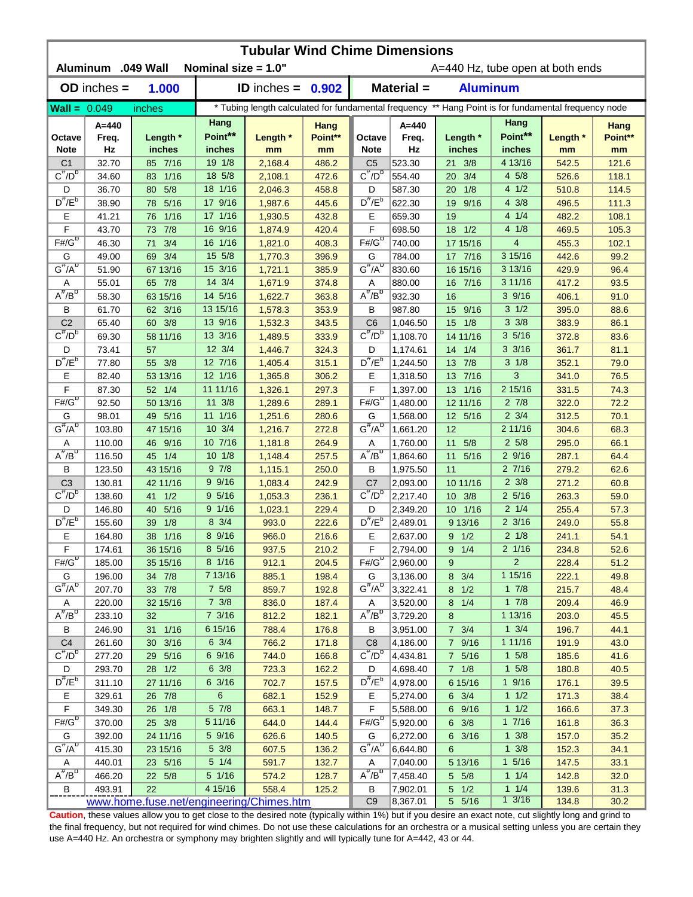# Tubular Wind Chime Dimensions

**Aluminum .049 Wall** **Nominal size = 1.0"** A=440 Hz, tube open at both ends

**OD inches = 1.000** **ID inches = 0.902** **Material = Aluminum**

**Wall = 0.049 inches** * Tubing length calculated for fundamental frequency ** Hang Point is for fundamental frequency node

| Octave Note | A=440 Freq. Hz | Length * inches | Hang Point** inches | Length * mm | Hang Point** mm | Octave Note | A=440 Freq. Hz | Length * inches | Hang Point** inches | Length * mm | Hang Point** mm |
|---|---|---|---|---|---|---|---|---|---|---|---|
| C1 | 32.70 | 85 7/16 | 19 1/8 | 2,168.4 | 486.2 | C5 | 523.30 | 21 3/8 | 4 13/16 | 542.5 | 121.6 |
| $C^{\#}/D^{b}$ | 34.60 | 83 1/16 | 18 5/8 | 2,108.1 | 472.6 | $C^{\#}/D^{b}$ | 554.40 | 20 3/4 | 4 5/8 | 526.6 | 118.1 |
| D | 36.70 | 80 5/8 | 18 1/16 | 2,046.3 | 458.8 | D | 587.30 | 20 1/8 | 4 1/2 | 510.8 | 114.5 |
| $D^{\#}/E^{b}$ | 38.90 | 78 5/16 | 17 9/16 | 1,987.6 | 445.6 | $D^{\#}/E^{b}$ | 622.30 | 19 9/16 | 4 3/8 | 496.5 | 111.3 |
| E | 41.21 | 76 1/16 | 17 1/16 | 1,930.5 | 432.8 | E | 659.30 | 19 | 4 1/4 | 482.2 | 108.1 |
| F | 43.70 | 73 7/8 | 16 9/16 | 1,874.9 | 420.4 | F | 698.50 | 18 1/2 | 4 1/8 | 469.5 | 105.3 |
| $F\#/G^{b}$ | 46.30 | 71 3/4 | 16 1/16 | 1,821.0 | 408.3 | $F\#/G^{b}$ | 740.00 | 17 15/16 | 4 | 455.3 | 102.1 |
| G | 49.00 | 69 3/4 | 15 5/8 | 1,770.3 | 396.9 | G | 784.00 | 17 7/16 | 3 15/16 | 442.6 | 99.2 |
| $G^{\#}/A^{b}$ | 51.90 | 67 13/16 | 15 3/16 | 1,721.1 | 385.9 | $G^{\#}/A^{b}$ | 830.60 | 16 15/16 | 3 13/16 | 429.9 | 96.4 |
| A | 55.01 | 65 7/8 | 14 3/4 | 1,671.9 | 374.8 | A | 880.00 | 16 7/16 | 3 11/16 | 417.2 | 93.5 |
| $A^{\#}/B^{b}$ | 58.30 | 63 15/16 | 14 5/16 | 1,622.7 | 363.8 | $A^{\#}/B^{b}$ | 932.30 | 16 | 3 9/16 | 406.1 | 91.0 |
| B | 61.70 | 62 3/16 | 13 15/16 | 1,578.3 | 353.9 | B | 987.80 | 15 9/16 | 3 1/2 | 395.0 | 88.6 |
| C2 | 65.40 | 60 3/8 | 13 9/16 | 1,532.3 | 343.5 | C6 | 1,046.50 | 15 1/8 | 3 3/8 | 383.9 | 86.1 |
| $C^{\#}/D^{b}$ | 69.30 | 58 11/16 | 13 3/16 | 1,489.5 | 333.9 | $C^{\#}/D^{b}$ | 1,108.70 | 14 11/16 | 3 5/16 | 372.8 | 83.6 |
| D | 73.41 | 57 | 12 3/4 | 1,446.7 | 324.3 | D | 1,174.61 | 14 1/4 | 3 3/16 | 361.7 | 81.1 |
| $D^{\#}/E^{b}$ | 77.80 | 55 3/8 | 12 7/16 | 1,405.4 | 315.1 | $D^{\#}/E^{b}$ | 1,244.50 | 13 7/8 | 3 1/8 | 352.1 | 79.0 |
| E | 82.40 | 53 13/16 | 12 1/16 | 1,365.8 | 306.2 | E | 1,318.50 | 13 7/16 | 3 | 341.0 | 76.5 |
| F | 87.30 | 52 1/4 | 11 11/16 | 1,326.1 | 297.3 | F | 1,397.00 | 13 1/16 | 2 15/16 | 331.5 | 74.3 |
| $F\#/G^{b}$ | 92.50 | 50 13/16 | 11 3/8 | 1,289.6 | 289.1 | $F\#/G^{b}$ | 1,480.00 | 12 11/16 | 2 7/8 | 322.0 | 72.2 |
| G | 98.01 | 49 5/16 | 11 1/16 | 1,251.6 | 280.6 | G | 1,568.00 | 12 5/16 | 2 3/4 | 312.5 | 70.1 |
| $G^{\#}/A^{b}$ | 103.80 | 47 15/16 | 10 3/4 | 1,216.7 | 272.8 | $G^{\#}/A^{b}$ | 1,661.20 | 12 | 2 11/16 | 304.6 | 68.3 |
| A | 110.00 | 46 9/16 | 10 7/16 | 1,181.8 | 264.9 | A | 1,760.00 | 11 5/8 | 2 5/8 | 295.0 | 66.1 |
| $A^{\#}/B^{b}$ | 116.50 | 45 1/4 | 10 1/8 | 1,148.4 | 257.5 | $A^{\#}/B^{b}$ | 1,864.60 | 11 5/16 | 2 9/16 | 287.1 | 64.4 |
| B | 123.50 | 43 15/16 | 9 7/8 | 1,115.1 | 250.0 | B | 1,975.50 | 11 | 2 7/16 | 279.2 | 62.6 |
| C3 | 130.81 | 42 11/16 | 9 9/16 | 1,083.4 | 242.9 | C7 | 2,093.00 | 10 11/16 | 2 3/8 | 271.2 | 60.8 |
| $C^{\#}/D^{b}$ | 138.60 | 41 1/2 | 9 5/16 | 1,053.3 | 236.1 | $C^{\#}/D^{b}$ | 2,217.40 | 10 3/8 | 2 5/16 | 263.3 | 59.0 |
| D | 146.80 | 40 5/16 | 9 1/16 | 1,023.1 | 229.4 | D | 2,349.20 | 10 1/16 | 2 1/4 | 255.4 | 57.3 |
| $D^{\#}/E^{b}$ | 155.60 | 39 1/8 | 8 3/4 | 993.0 | 222.6 | $D^{\#}/E^{b}$ | 2,489.01 | 9 13/16 | 2 3/16 | 249.0 | 55.8 |
| E | 164.80 | 38 1/16 | 8 9/16 | 966.0 | 216.6 | E | 2,637.00 | 9 1/2 | 2 1/8 | 241.1 | 54.1 |
| F | 174.61 | 36 15/16 | 8 5/16 | 937.5 | 210.2 | F | 2,794.00 | 9 1/4 | 2 1/16 | 234.8 | 52.6 |
| $F\#/G^{b}$ | 185.00 | 35 15/16 | 8 1/16 | 912.1 | 204.5 | $F\#/G^{b}$ | 2,960.00 | 9 | 2 | 228.4 | 51.2 |
| G | 196.00 | 34 7/8 | 7 13/16 | 885.1 | 198.4 | G | 3,136.00 | 8 3/4 | 1 15/16 | 222.1 | 49.8 |
| $G^{\#}/A^{b}$ | 207.70 | 33 7/8 | 7 5/8 | 859.7 | 192.8 | $G^{\#}/A^{b}$ | 3,322.41 | 8 1/2 | 1 7/8 | 215.7 | 48.4 |
| A | 220.00 | 32 15/16 | 7 3/8 | 836.0 | 187.4 | A | 3,520.00 | 8 1/4 | 1 7/8 | 209.4 | 46.9 |
| $A^{\#}/B^{b}$ | 233.10 | 32 | 7 3/16 | 812.2 | 182.1 | $A^{\#}/B^{b}$ | 3,729.20 | 8 | 1 13/16 | 203.0 | 45.5 |
| B | 246.90 | 31 1/16 | 6 15/16 | 788.4 | 176.8 | B | 3,951.00 | 7 3/4 | 1 3/4 | 196.7 | 44.1 |
| C4 | 261.60 | 30 3/16 | 6 3/4 | 766.2 | 171.8 | C8 | 4,186.00 | 7 9/16 | 1 11/16 | 191.9 | 43.0 |
| $C^{\#}/D^{b}$ | 277.20 | 29 5/16 | 6 9/16 | 744.0 | 166.8 | $C^{\#}/D^{b}$ | 4,434.81 | 7 5/16 | 1 5/8 | 185.6 | 41.6 |
| D | 293.70 | 28 1/2 | 6 3/8 | 723.3 | 162.2 | D | 4,698.40 | 7 1/8 | 1 5/8 | 180.8 | 40.5 |
| $D^{\#}/E^{b}$ | 311.10 | 27 11/16 | 6 3/16 | 702.7 | 157.5 | $D^{\#}/E^{b}$ | 4,978.00 | 6 15/16 | 1 9/16 | 176.1 | 39.5 |
| E | 329.61 | 26 7/8 | 6 | 682.1 | 152.9 | E | 5,274.00 | 6 3/4 | 1 1/2 | 171.3 | 38.4 |
| F | 349.30 | 26 1/8 | 5 7/8 | 663.1 | 148.7 | F | 5,588.00 | 6 9/16 | 1 1/2 | 166.6 | 37.3 |
| $F\#/G^{b}$ | 370.00 | 25 3/8 | 5 11/16 | 644.0 | 144.4 | $F\#/G^{b}$ | 5,920.00 | 6 3/8 | 1 7/16 | 161.8 | 36.3 |
| G | 392.00 | 24 11/16 | 5 9/16 | 626.6 | 140.5 | G | 6,272.00 | 6 3/16 | 1 3/8 | 157.0 | 35.2 |
| $G^{\#}/A^{b}$ | 415.30 | 23 15/16 | 5 3/8 | 607.5 | 136.2 | $G^{\#}/A^{b}$ | 6,644.80 | 6 | 1 3/8 | 152.3 | 34.1 |
| A | 440.01 | 23 5/16 | 5 1/4 | 591.7 | 132.7 | A | 7,040.00 | 5 13/16 | 1 5/16 | 147.5 | 33.1 |
| $A^{\#}/B^{b}$ | 466.20 | 22 5/8 | 5 1/16 | 574.2 | 128.7 | $A^{\#}/B^{b}$ | 7,458.40 | 5 5/8 | 1 1/4 | 142.8 | 32.0 |
| B | 493.91 | 22 | 4 15/16 | 558.4 | 125.2 | B | 7,902.01 | 5 1/2 | 1 1/4 | 139.6 | 31.3 |
| | | | | | | C9 | 8,367.01 | 5 5/16 | 1 3/16 | 134.8 | 30.2 |

www.home.fuse.net/engineering/Chimes.htm

**Caution**, these values allow you to get close to the desired note (typically within 1%) but if you desire an exact note, cut slightly long and grind to the final frequency, but not required for wind chimes. Do not use these calculations for an orchestra or a musical setting unless you are certain they use A=440 Hz. An orchestra or symphony may brighten slightly and will typically tune for A=442, 43 or 44.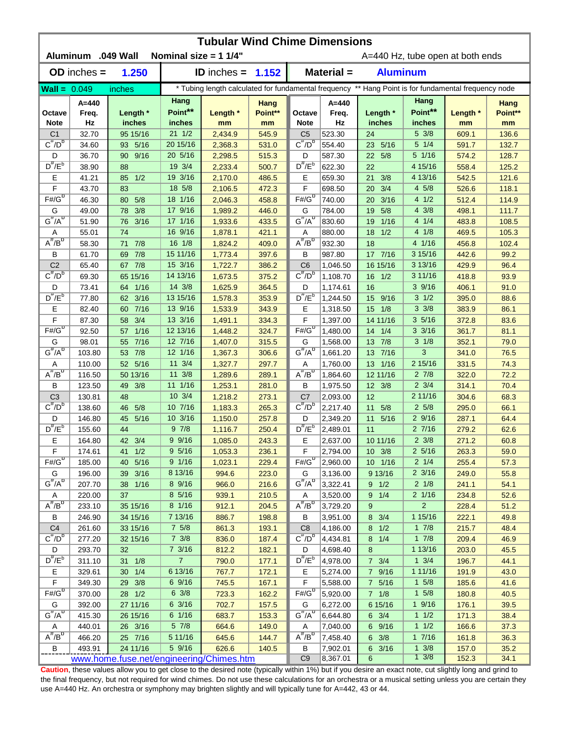# Tubular Wind Chime Dimensions

**Aluminum .049 Wall** **Nominal size = 1 1/4"** A=440 Hz, tube open at both ends

**OD inches = 1.250** **ID inches = 1.152** **Material = Aluminum**

**Wall =** 0.049 inches * Tubing length calculated for fundamental frequency ** Hang Point is for fundamental frequency node

| Octave Note | A=440 Freq. Hz | Length * inches | Hang Point** inches | Length * mm | Hang Point** mm | Octave Note | A=440 Freq. Hz | Length * inches | Hang Point** inches | Length * mm | Hang Point** mm |
|---|---|---|---|---|---|---|---|---|---|---|---|
| C1 | 32.70 | 95 15/16 | 21 1/2 | 2,434.9 | 545.9 | C5 | 523.30 | 24 | 5 3/8 | 609.1 | 136.6 |
| $C^{\#}/D^{b}$ | 34.60 | 93 5/16 | 20 15/16 | 2,368.3 | 531.0 | $C^{\#}/D^{b}$ | 554.40 | 23 5/16 | 5 1/4 | 591.7 | 132.7 |
| D | 36.70 | 90 9/16 | 20 5/16 | 2,298.5 | 515.3 | D | 587.30 | 22 5/8 | 5 1/16 | 574.2 | 128.7 |
| $D^{\#}/E^{b}$ | 38.90 | 88 | 19 3/4 | 2,233.4 | 500.7 | $D^{\#}/E^{b}$ | 622.30 | 22 | 4 15/16 | 558.4 | 125.2 |
| E | 41.21 | 85 1/2 | 19 3/16 | 2,170.0 | 486.5 | E | 659.30 | 21 3/8 | 4 13/16 | 542.5 | 121.6 |
| F | 43.70 | 83 | 18 5/8 | 2,106.5 | 472.3 | F | 698.50 | 20 3/4 | 4 5/8 | 526.6 | 118.1 |
| $F\#/G^{b}$ | 46.30 | 80 5/8 | 18 1/16 | 2,046.3 | 458.8 | $F\#/G^{b}$ | 740.00 | 20 3/16 | 4 1/2 | 512.4 | 114.9 |
| G | 49.00 | 78 3/8 | 17 9/16 | 1,989.2 | 446.0 | G | 784.00 | 19 5/8 | 4 3/8 | 498.1 | 111.7 |
| $G^{\#}/A^{b}$ | 51.90 | 76 3/16 | 17 1/16 | 1,933.6 | 433.5 | $G^{\#}/A^{b}$ | 830.60 | 19 1/16 | 4 1/4 | 483.8 | 108.5 |
| A | 55.01 | 74 | 16 9/16 | 1,878.1 | 421.1 | A | 880.00 | 18 1/2 | 4 1/8 | 469.5 | 105.3 |
| $A^{\#}/B^{b}$ | 58.30 | 71 7/8 | 16 1/8 | 1,824.2 | 409.0 | $A^{\#}/B^{b}$ | 932.30 | 18 | 4 1/16 | 456.8 | 102.4 |
| B | 61.70 | 69 7/8 | 15 11/16 | 1,773.4 | 397.6 | B | 987.80 | 17 7/16 | 3 15/16 | 442.6 | 99.2 |
| C2 | 65.40 | 67 7/8 | 15 3/16 | 1,722.7 | 386.2 | C6 | 1,046.50 | 16 15/16 | 3 13/16 | 429.9 | 96.4 |
| $C^{\#}/D^{b}$ | 69.30 | 65 15/16 | 14 13/16 | 1,673.5 | 375.2 | $C^{\#}/D^{b}$ | 1,108.70 | 16 1/2 | 3 11/16 | 418.8 | 93.9 |
| D | 73.41 | 64 1/16 | 14 3/8 | 1,625.9 | 364.5 | D | 1,174.61 | 16 | 3 9/16 | 406.1 | 91.0 |
| $D^{\#}/E^{b}$ | 77.80 | 62 3/16 | 13 15/16 | 1,578.3 | 353.9 | $D^{\#}/E^{b}$ | 1,244.50 | 15 9/16 | 3 1/2 | 395.0 | 88.6 |
| E | 82.40 | 60 7/16 | 13 9/16 | 1,533.9 | 343.9 | E | 1,318.50 | 15 1/8 | 3 3/8 | 383.9 | 86.1 |
| F | 87.30 | 58 3/4 | 13 3/16 | 1,491.1 | 334.3 | F | 1,397.00 | 14 11/16 | 3 5/16 | 372.8 | 83.6 |
| $F\#/G^{b}$ | 92.50 | 57 1/16 | 12 13/16 | 1,448.2 | 324.7 | $F\#/G^{b}$ | 1,480.00 | 14 1/4 | 3 3/16 | 361.7 | 81.1 |
| G | 98.01 | 55 7/16 | 12 7/16 | 1,407.0 | 315.5 | G | 1,568.00 | 13 7/8 | 3 1/8 | 352.1 | 79.0 |
| $G^{\#}/A^{b}$ | 103.80 | 53 7/8 | 12 1/16 | 1,367.3 | 306.6 | $G^{\#}/A^{b}$ | 1,661.20 | 13 7/16 | 3 | 341.0 | 76.5 |
| A | 110.00 | 52 5/16 | 11 3/4 | 1,327.7 | 297.7 | A | 1,760.00 | 13 1/16 | 2 15/16 | 331.5 | 74.3 |
| $A^{\#}/B^{b}$ | 116.50 | 50 13/16 | 11 3/8 | 1,289.6 | 289.1 | $A^{\#}/B^{b}$ | 1,864.60 | 12 11/16 | 2 7/8 | 322.0 | 72.2 |
| B | 123.50 | 49 3/8 | 11 1/16 | 1,253.1 | 281.0 | B | 1,975.50 | 12 3/8 | 2 3/4 | 314.1 | 70.4 |
| C3 | 130.81 | 48 | 10 3/4 | 1,218.2 | 273.1 | C7 | 2,093.00 | 12 | 2 11/16 | 304.6 | 68.3 |
| $C^{\#}/D^{b}$ | 138.60 | 46 5/8 | 10 7/16 | 1,183.3 | 265.3 | $C^{\#}/D^{b}$ | 2,217.40 | 11 5/8 | 2 5/8 | 295.0 | 66.1 |
| D | 146.80 | 45 5/16 | 10 3/16 | 1,150.0 | 257.8 | D | 2,349.20 | 11 5/16 | 2 9/16 | 287.1 | 64.4 |
| $D^{\#}/E^{b}$ | 155.60 | 44 | 9 7/8 | 1,116.7 | 250.4 | $D^{\#}/E^{b}$ | 2,489.01 | 11 | 2 7/16 | 279.2 | 62.6 |
| E | 164.80 | 42 3/4 | 9 9/16 | 1,085.0 | 243.3 | E | 2,637.00 | 10 11/16 | 2 3/8 | 271.2 | 60.8 |
| F | 174.61 | 41 1/2 | 9 5/16 | 1,053.3 | 236.1 | F | 2,794.00 | 10 3/8 | 2 5/16 | 263.3 | 59.0 |
| $F\#/G^{b}$ | 185.00 | 40 5/16 | 9 1/16 | 1,023.1 | 229.4 | $F\#/G^{b}$ | 2,960.00 | 10 1/16 | 2 1/4 | 255.4 | 57.3 |
| G | 196.00 | 39 3/16 | 8 13/16 | 994.6 | 223.0 | G | 3,136.00 | 9 13/16 | 2 3/16 | 249.0 | 55.8 |
| $G^{\#}/A^{b}$ | 207.70 | 38 1/16 | 8 9/16 | 966.0 | 216.6 | $G^{\#}/A^{b}$ | 3,322.41 | 9 1/2 | 2 1/8 | 241.1 | 54.1 |
| A | 220.00 | 37 | 8 5/16 | 939.1 | 210.5 | A | 3,520.00 | 9 1/4 | 2 1/16 | 234.8 | 52.6 |
| $A^{\#}/B^{b}$ | 233.10 | 35 15/16 | 8 1/16 | 912.1 | 204.5 | $A^{\#}/B^{b}$ | 3,729.20 | 9 | 2 | 228.4 | 51.2 |
| B | 246.90 | 34 15/16 | 7 13/16 | 886.7 | 198.8 | B | 3,951.00 | 8 3/4 | 1 15/16 | 222.1 | 49.8 |
| C4 | 261.60 | 33 15/16 | 7 5/8 | 861.3 | 193.1 | C8 | 4,186.00 | 8 1/2 | 1 7/8 | 215.7 | 48.4 |
| $C^{\#}/D^{b}$ | 277.20 | 32 15/16 | 7 3/8 | 836.0 | 187.4 | $C^{\#}/D^{b}$ | 4,434.81 | 8 1/4 | 1 7/8 | 209.4 | 46.9 |
| D | 293.70 | 32 | 7 3/16 | 812.2 | 182.1 | D | 4,698.40 | 8 | 1 13/16 | 203.0 | 45.5 |
| $D^{\#}/E^{b}$ | 311.10 | 31 1/8 | 7 | 790.0 | 177.1 | $D^{\#}/E^{b}$ | 4,978.00 | 7 3/4 | 1 3/4 | 196.7 | 44.1 |
| E | 329.61 | 30 1/4 | 6 13/16 | 767.7 | 172.1 | E | 5,274.00 | 7 9/16 | 1 11/16 | 191.9 | 43.0 |
| F | 349.30 | 29 3/8 | 6 9/16 | 745.5 | 167.1 | F | 5,588.00 | 7 5/16 | 1 5/8 | 185.6 | 41.6 |
| $F\#/G^{b}$ | 370.00 | 28 1/2 | 6 3/8 | 723.3 | 162.2 | $F\#/G^{b}$ | 5,920.00 | 7 1/8 | 1 5/8 | 180.8 | 40.5 |
| G | 392.00 | 27 11/16 | 6 3/16 | 702.7 | 157.5 | G | 6,272.00 | 6 15/16 | 1 9/16 | 176.1 | 39.5 |
| $G^{\#}/A^{b}$ | 415.30 | 26 15/16 | 6 1/16 | 683.7 | 153.3 | $G^{\#}/A^{b}$ | 6,644.80 | 6 3/4 | 1 1/2 | 171.3 | 38.4 |
| A | 440.01 | 26 3/16 | 5 7/8 | 664.6 | 149.0 | A | 7,040.00 | 6 9/16 | 1 1/2 | 166.6 | 37.3 |
| $A^{\#}/B^{b}$ | 466.20 | 25 7/16 | 5 11/16 | 645.6 | 144.7 | $A^{\#}/B^{b}$ | 7,458.40 | 6 3/8 | 1 7/16 | 161.8 | 36.3 |
| B | 493.91 | 24 11/16 | 5 9/16 | 626.6 | 140.5 | B | 7,902.01 | 6 3/16 | 1 3/8 | 157.0 | 35.2 |
| www.home.fuse.net/engineering/Chimes.htm | | | | | | C9 | 8,367.01 | 6 | 1 3/8 | 152.3 | 34.1 |

**Caution**, these values allow you to get close to the desired note (typically within 1%) but if you desire an exact note, cut slightly long and grind to the final frequency, but not required for wind chimes. Do not use these calculations for an orchestra or a musical setting unless you are certain they use A=440 Hz. An orchestra or symphony may brighten slightly and will typically tune for A=442, 43 or 44.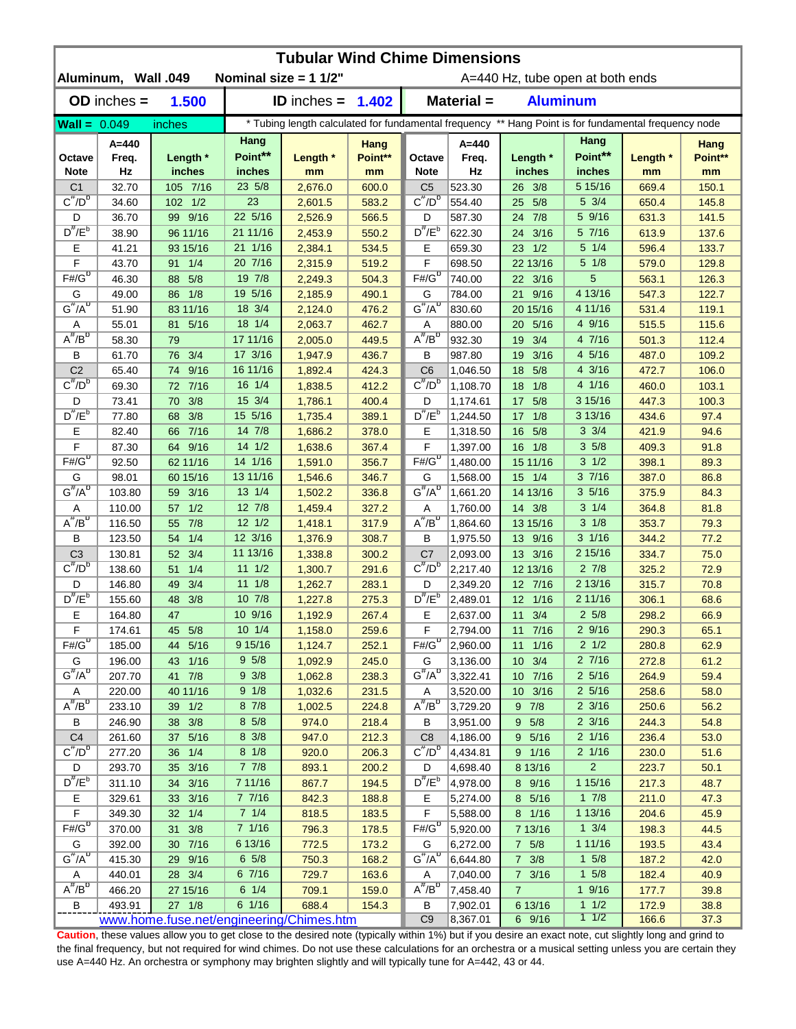# Tubular Wind Chime Dimensions

**Aluminum, Wall .049** **Nominal size = 1 1/2"** A=440 Hz, tube open at both ends

**OD inches = 1.500** **ID inches = 1.402** **Material = Aluminum**

**Wall = 0.049 inches** * Tubing length calculated for fundamental frequency ** Hang Point is for fundamental frequency node

| Octave Note | A=440 Freq. Hz | Length * inches | Hang Point** inches | Length * mm | Hang Point** mm | Octave Note | A=440 Freq. Hz | Length * inches | Hang Point** inches | Length * mm | Hang Point** mm |
|---|---|---|---|---|---|---|---|---|---|---|---|
| C1 | 32.70 | 105 7/16 | 23 5/8 | 2,676.0 | 600.0 | C5 | 523.30 | 26 3/8 | 5 15/16 | 669.4 | 150.1 |
| C#/Db | 34.60 | 102 1/2 | 23 | 2,601.5 | 583.2 | C#/Db | 554.40 | 25 5/8 | 5 3/4 | 650.4 | 145.8 |
| D | 36.70 | 99 9/16 | 22 5/16 | 2,526.9 | 566.5 | D | 587.30 | 24 7/8 | 5 9/16 | 631.3 | 141.5 |
| D#/Eb | 38.90 | 96 11/16 | 21 11/16 | 2,453.9 | 550.2 | D#/Eb | 622.30 | 24 3/16 | 5 7/16 | 613.9 | 137.6 |
| E | 41.21 | 93 15/16 | 21 1/16 | 2,384.1 | 534.5 | E | 659.30 | 23 1/2 | 5 1/4 | 596.4 | 133.7 |
| F | 43.70 | 91 1/4 | 20 7/16 | 2,315.9 | 519.2 | F | 698.50 | 22 13/16 | 5 1/8 | 579.0 | 129.8 |
| F#/Gb | 46.30 | 88 5/8 | 19 7/8 | 2,249.3 | 504.3 | F#/Gb | 740.00 | 22 3/16 | 5 | 563.1 | 126.3 |
| G | 49.00 | 86 1/8 | 19 5/16 | 2,185.9 | 490.1 | G | 784.00 | 21 9/16 | 4 13/16 | 547.3 | 122.7 |
| G#/Ab | 51.90 | 83 11/16 | 18 3/4 | 2,124.0 | 476.2 | G#/Ab | 830.60 | 20 15/16 | 4 11/16 | 531.4 | 119.1 |
| A | 55.01 | 81 5/16 | 18 1/4 | 2,063.7 | 462.7 | A | 880.00 | 20 5/16 | 4 9/16 | 515.5 | 115.6 |
| A#/Bb | 58.30 | 79 | 17 11/16 | 2,005.0 | 449.5 | A#/Bb | 932.30 | 19 3/4 | 4 7/16 | 501.3 | 112.4 |
| B | 61.70 | 76 3/4 | 17 3/16 | 1,947.9 | 436.7 | B | 987.80 | 19 3/16 | 4 5/16 | 487.0 | 109.2 |
| C2 | 65.40 | 74 9/16 | 16 11/16 | 1,892.4 | 424.3 | C6 | 1,046.50 | 18 5/8 | 4 3/16 | 472.7 | 106.0 |
| C#/Db | 69.30 | 72 7/16 | 16 1/4 | 1,838.5 | 412.2 | C#/Db | 1,108.70 | 18 1/8 | 4 1/16 | 460.0 | 103.1 |
| D | 73.41 | 70 3/8 | 15 3/4 | 1,786.1 | 400.4 | D | 1,174.61 | 17 5/8 | 3 15/16 | 447.3 | 100.3 |
| D#/Eb | 77.80 | 68 3/8 | 15 5/16 | 1,735.4 | 389.1 | D#/Eb | 1,244.50 | 17 1/8 | 3 13/16 | 434.6 | 97.4 |
| E | 82.40 | 66 7/16 | 14 7/8 | 1,686.2 | 378.0 | E | 1,318.50 | 16 5/8 | 3 3/4 | 421.9 | 94.6 |
| F | 87.30 | 64 9/16 | 14 1/2 | 1,638.6 | 367.4 | F | 1,397.00 | 16 1/8 | 3 5/8 | 409.3 | 91.8 |
| F#/Gb | 92.50 | 62 11/16 | 14 1/16 | 1,591.0 | 356.7 | F#/Gb | 1,480.00 | 15 11/16 | 3 1/2 | 398.1 | 89.3 |
| G | 98.01 | 60 15/16 | 13 11/16 | 1,546.6 | 346.7 | G | 1,568.00 | 15 1/4 | 3 7/16 | 387.0 | 86.8 |
| G#/Ab | 103.80 | 59 3/16 | 13 1/4 | 1,502.2 | 336.8 | G#/Ab | 1,661.20 | 14 13/16 | 3 5/16 | 375.9 | 84.3 |
| A | 110.00 | 57 1/2 | 12 7/8 | 1,459.4 | 327.2 | A | 1,760.00 | 14 3/8 | 3 1/4 | 364.8 | 81.8 |
| A#/Bb | 116.50 | 55 7/8 | 12 1/2 | 1,418.1 | 317.9 | A#/Bb | 1,864.60 | 13 15/16 | 3 1/8 | 353.7 | 79.3 |
| B | 123.50 | 54 1/4 | 12 3/16 | 1,376.9 | 308.7 | B | 1,975.50 | 13 9/16 | 3 1/16 | 344.2 | 77.2 |
| C3 | 130.81 | 52 3/4 | 11 13/16 | 1,338.8 | 300.2 | C7 | 2,093.00 | 13 3/16 | 2 15/16 | 334.7 | 75.0 |
| C#/Db | 138.60 | 51 1/4 | 11 1/2 | 1,300.7 | 291.6 | C#/Db | 2,217.40 | 12 13/16 | 2 7/8 | 325.2 | 72.9 |
| D | 146.80 | 49 3/4 | 11 1/8 | 1,262.7 | 283.1 | D | 2,349.20 | 12 7/16 | 2 13/16 | 315.7 | 70.8 |
| D#/Eb | 155.60 | 48 3/8 | 10 7/8 | 1,227.8 | 275.3 | D#/Eb | 2,489.01 | 12 1/16 | 2 11/16 | 306.1 | 68.6 |
| E | 164.80 | 47 | 10 9/16 | 1,192.9 | 267.4 | E | 2,637.00 | 11 3/4 | 2 5/8 | 298.2 | 66.9 |
| F | 174.61 | 45 5/8 | 10 1/4 | 1,158.0 | 259.6 | F | 2,794.00 | 11 7/16 | 2 9/16 | 290.3 | 65.1 |
| F#/Gb | 185.00 | 44 5/16 | 9 15/16 | 1,124.7 | 252.1 | F#/Gb | 2,960.00 | 11 1/16 | 2 1/2 | 280.8 | 62.9 |
| G | 196.00 | 43 1/16 | 9 5/8 | 1,092.9 | 245.0 | G | 3,136.00 | 10 3/4 | 2 7/16 | 272.8 | 61.2 |
| G#/Ab | 207.70 | 41 7/8 | 9 3/8 | 1,062.8 | 238.3 | G#/Ab | 3,322.41 | 10 7/16 | 2 5/16 | 264.9 | 59.4 |
| A | 220.00 | 40 11/16 | 9 1/8 | 1,032.6 | 231.5 | A | 3,520.00 | 10 3/16 | 2 5/16 | 258.6 | 58.0 |
| A#/Bb | 233.10 | 39 1/2 | 8 7/8 | 1,002.5 | 224.8 | A#/Bb | 3,729.20 | 9 7/8 | 2 3/16 | 250.6 | 56.2 |
| B | 246.90 | 38 3/8 | 8 5/8 | 974.0 | 218.4 | B | 3,951.00 | 9 5/8 | 2 3/16 | 244.3 | 54.8 |
| C4 | 261.60 | 37 5/16 | 8 3/8 | 947.0 | 212.3 | C8 | 4,186.00 | 9 5/16 | 2 1/16 | 236.4 | 53.0 |
| C#/Db | 277.20 | 36 1/4 | 8 1/8 | 920.0 | 206.3 | C#/Db | 4,434.81 | 9 1/16 | 2 1/16 | 230.0 | 51.6 |
| D | 293.70 | 35 3/16 | 7 7/8 | 893.1 | 200.2 | D | 4,698.40 | 8 13/16 | 2 | 223.7 | 50.1 |
| D#/Eb | 311.10 | 34 3/16 | 7 11/16 | 867.7 | 194.5 | D#/Eb | 4,978.00 | 8 9/16 | 1 15/16 | 217.3 | 48.7 |
| E | 329.61 | 33 3/16 | 7 7/16 | 842.3 | 188.8 | E | 5,274.00 | 8 5/16 | 1 7/8 | 211.0 | 47.3 |
| F | 349.30 | 32 1/4 | 7 1/4 | 818.5 | 183.5 | F | 5,588.00 | 8 1/16 | 1 13/16 | 204.6 | 45.9 |
| F#/Gb | 370.00 | 31 3/8 | 7 1/16 | 796.3 | 178.5 | F#/Gb | 5,920.00 | 7 13/16 | 1 3/4 | 198.3 | 44.5 |
| G | 392.00 | 30 7/16 | 6 13/16 | 772.5 | 173.2 | G | 6,272.00 | 7 5/8 | 1 11/16 | 193.5 | 43.4 |
| G#/Ab | 415.30 | 29 9/16 | 6 5/8 | 750.3 | 168.2 | G#/Ab | 6,644.80 | 7 3/8 | 1 5/8 | 187.2 | 42.0 |
| A | 440.01 | 28 3/4 | 6 7/16 | 729.7 | 163.6 | A | 7,040.00 | 7 3/16 | 1 5/8 | 182.4 | 40.9 |
| A#/Bb | 466.20 | 27 15/16 | 6 1/4 | 709.1 | 159.0 | A#/Bb | 7,458.40 | 7 | 1 9/16 | 177.7 | 39.8 |
| B | 493.91 | 27 1/8 | 6 1/16 | 688.4 | 154.3 | B | 7,902.01 | 6 13/16 | 1 1/2 | 172.9 | 38.8 |
| | | | | | | C9 | 8,367.01 | 6 9/16 | 1 1/2 | 166.6 | 37.3 |

www.home.fuse.net/engineering/Chimes.htm

**Caution**, these values allow you to get close to the desired note (typically within 1%) but if you desire an exact note, cut slightly long and grind to the final frequency, but not required for wind chimes. Do not use these calculations for an orchestra or a musical setting unless you are certain they use A=440 Hz. An orchestra or symphony may brighten slightly and will typically tune for A=442, 43 or 44.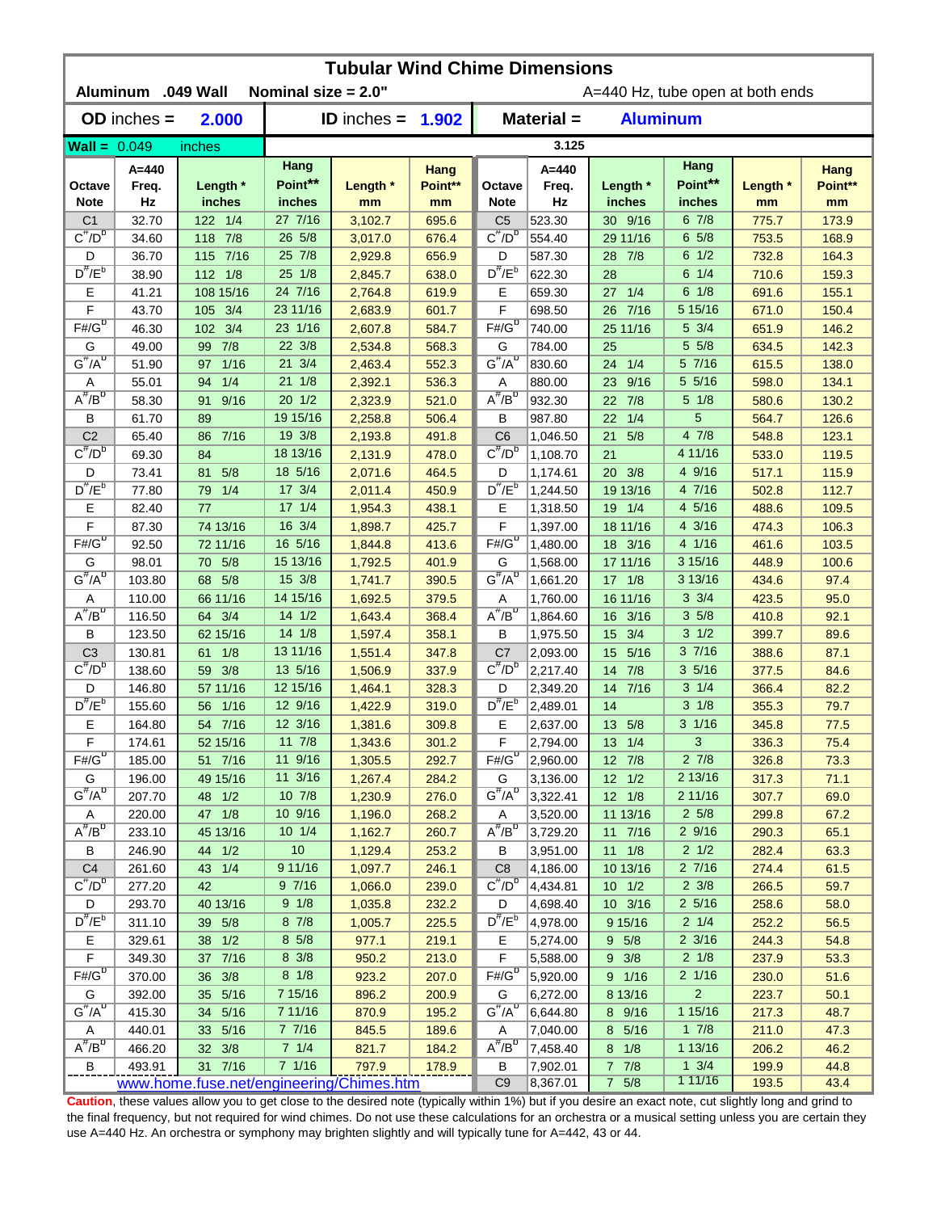# Tubular Wind Chime Dimensions

**Aluminum .049 Wall** **Nominal size = 2.0"** A=440 Hz, tube open at both ends

| **OD** inches = | **2.000** | **ID** inches = | **1.902** | **Material =** | **Aluminum** |
|---|---|---|---|---|---|
| **Wall =** 0.049 | inches | | | 3.125 | |

| Octave Note | A=440 Freq. Hz | Length * inches | Hang Point** inches | Length * mm | Hang Point** mm | Octave Note | A=440 Freq. Hz | Length * inches | Hang Point** inches | Length * mm | Hang Point** mm |
|---|---|---|---|---|---|---|---|---|---|---|---|
| C1 | 32.70 | 122 1/4 | 27 7/16 | 3,102.7 | 695.6 | C5 | 523.30 | 30 9/16 | 6 7/8 | 775.7 | 173.9 |
| C#/Db | 34.60 | 118 7/8 | 26 5/8 | 3,017.0 | 676.4 | C#/Db | 554.40 | 29 11/16 | 6 5/8 | 753.5 | 168.9 |
| D | 36.70 | 115 7/16 | 25 7/8 | 2,929.8 | 656.9 | D | 587.30 | 28 7/8 | 6 1/2 | 732.8 | 164.3 |
| D#/Eb | 38.90 | 112 1/8 | 25 1/8 | 2,845.7 | 638.0 | D#/Eb | 622.30 | 28 | 6 1/4 | 710.6 | 159.3 |
| E | 41.21 | 108 15/16 | 24 7/16 | 2,764.8 | 619.9 | E | 659.30 | 27 1/4 | 6 1/8 | 691.6 | 155.1 |
| F | 43.70 | 105 3/4 | 23 11/16 | 2,683.9 | 601.7 | F | 698.50 | 26 7/16 | 5 15/16 | 671.0 | 150.4 |
| F#/Gb | 46.30 | 102 3/4 | 23 1/16 | 2,607.8 | 584.7 | F#/Gb | 740.00 | 25 11/16 | 5 3/4 | 651.9 | 146.2 |
| G | 49.00 | 99 7/8 | 22 3/8 | 2,534.8 | 568.3 | G | 784.00 | 25 | 5 5/8 | 634.5 | 142.3 |
| G#/Ab | 51.90 | 97 1/16 | 21 3/4 | 2,463.4 | 552.3 | G#/Ab | 830.60 | 24 1/4 | 5 7/16 | 615.5 | 138.0 |
| A | 55.01 | 94 1/4 | 21 1/8 | 2,392.1 | 536.3 | A | 880.00 | 23 9/16 | 5 5/16 | 598.0 | 134.1 |
| A#/Bb | 58.30 | 91 9/16 | 20 1/2 | 2,323.9 | 521.0 | A#/Bb | 932.30 | 22 7/8 | 5 1/8 | 580.6 | 130.2 |
| B | 61.70 | 89 | 19 15/16 | 2,258.8 | 506.4 | B | 987.80 | 22 1/4 | 5 | 564.7 | 126.6 |
| C2 | 65.40 | 86 7/16 | 19 3/8 | 2,193.8 | 491.8 | C6 | 1,046.50 | 21 5/8 | 4 7/8 | 548.8 | 123.1 |
| C#/Db | 69.30 | 84 | 18 13/16 | 2,131.9 | 478.0 | C#/Db | 1,108.70 | 21 | 4 11/16 | 533.0 | 119.5 |
| D | 73.41 | 81 5/8 | 18 5/16 | 2,071.6 | 464.5 | D | 1,174.61 | 20 3/8 | 4 9/16 | 517.1 | 115.9 |
| D#/Eb | 77.80 | 79 1/4 | 17 3/4 | 2,011.4 | 450.9 | D#/Eb | 1,244.50 | 19 13/16 | 4 7/16 | 502.8 | 112.7 |
| E | 82.40 | 77 | 17 1/4 | 1,954.3 | 438.1 | E | 1,318.50 | 19 1/4 | 4 5/16 | 488.6 | 109.5 |
| F | 87.30 | 74 13/16 | 16 3/4 | 1,898.7 | 425.7 | F | 1,397.00 | 18 11/16 | 4 3/16 | 474.3 | 106.3 |
| F#/Gb | 92.50 | 72 11/16 | 16 5/16 | 1,844.8 | 413.6 | F#/Gb | 1,480.00 | 18 3/16 | 4 1/16 | 461.6 | 103.5 |
| G | 98.01 | 70 5/8 | 15 13/16 | 1,792.5 | 401.9 | G | 1,568.00 | 17 11/16 | 3 15/16 | 448.9 | 100.6 |
| G#/Ab | 103.80 | 68 5/8 | 15 3/8 | 1,741.7 | 390.5 | G#/Ab | 1,661.20 | 17 1/8 | 3 13/16 | 434.6 | 97.4 |
| A | 110.00 | 66 11/16 | 14 15/16 | 1,692.5 | 379.5 | A | 1,760.00 | 16 11/16 | 3 3/4 | 423.5 | 95.0 |
| A#/Bb | 116.50 | 64 3/4 | 14 1/2 | 1,643.4 | 368.4 | A#/Bb | 1,864.60 | 16 3/16 | 3 5/8 | 410.8 | 92.1 |
| B | 123.50 | 62 15/16 | 14 1/8 | 1,597.4 | 358.1 | B | 1,975.50 | 15 3/4 | 3 1/2 | 399.7 | 89.6 |
| C3 | 130.81 | 61 1/8 | 13 11/16 | 1,551.4 | 347.8 | C7 | 2,093.00 | 15 5/16 | 3 7/16 | 388.6 | 87.1 |
| C#/Db | 138.60 | 59 3/8 | 13 5/16 | 1,506.9 | 337.9 | C#/Db | 2,217.40 | 14 7/8 | 3 5/16 | 377.5 | 84.6 |
| D | 146.80 | 57 11/16 | 12 15/16 | 1,464.1 | 328.3 | D | 2,349.20 | 14 7/16 | 3 1/4 | 366.4 | 82.2 |
| D#/Eb | 155.60 | 56 1/16 | 12 9/16 | 1,422.9 | 319.0 | D#/Eb | 2,489.01 | 14 | 3 1/8 | 355.3 | 79.7 |
| E | 164.80 | 54 7/16 | 12 3/16 | 1,381.6 | 309.8 | E | 2,637.00 | 13 5/8 | 3 1/16 | 345.8 | 77.5 |
| F | 174.61 | 52 15/16 | 11 7/8 | 1,343.6 | 301.2 | F | 2,794.00 | 13 1/4 | 3 | 336.3 | 75.4 |
| F#/Gb | 185.00 | 51 7/16 | 11 9/16 | 1,305.5 | 292.7 | F#/Gb | 2,960.00 | 12 7/8 | 2 7/8 | 326.8 | 73.3 |
| G | 196.00 | 49 15/16 | 11 3/16 | 1,267.4 | 284.2 | G | 3,136.00 | 12 1/2 | 2 13/16 | 317.3 | 71.1 |
| G#/Ab | 207.70 | 48 1/2 | 10 7/8 | 1,230.9 | 276.0 | G#/Ab | 3,322.41 | 12 1/8 | 2 11/16 | 307.7 | 69.0 |
| A | 220.00 | 47 1/8 | 10 9/16 | 1,196.0 | 268.2 | A | 3,520.00 | 11 13/16 | 2 5/8 | 299.8 | 67.2 |
| A#/Bb | 233.10 | 45 13/16 | 10 1/4 | 1,162.7 | 260.7 | A#/Bb | 3,729.20 | 11 7/16 | 2 9/16 | 290.3 | 65.1 |
| B | 246.90 | 44 1/2 | 10 | 1,129.4 | 253.2 | B | 3,951.00 | 11 1/8 | 2 1/2 | 282.4 | 63.3 |
| C4 | 261.60 | 43 1/4 | 9 11/16 | 1,097.7 | 246.1 | C8 | 4,186.00 | 10 13/16 | 2 7/16 | 274.4 | 61.5 |
| C#/Db | 277.20 | 42 | 9 7/16 | 1,066.0 | 239.0 | C#/Db | 4,434.81 | 10 1/2 | 2 3/8 | 266.5 | 59.7 |
| D | 293.70 | 40 13/16 | 9 1/8 | 1,035.8 | 232.2 | D | 4,698.40 | 10 3/16 | 2 5/16 | 258.6 | 58.0 |
| D#/Eb | 311.10 | 39 5/8 | 8 7/8 | 1,005.7 | 225.5 | D#/Eb | 4,978.00 | 9 15/16 | 2 1/4 | 252.2 | 56.5 |
| E | 329.61 | 38 1/2 | 8 5/8 | 977.1 | 219.1 | E | 5,274.00 | 9 5/8 | 2 3/16 | 244.3 | 54.8 |
| F | 349.30 | 37 7/16 | 8 3/8 | 950.2 | 213.0 | F | 5,588.00 | 9 3/8 | 2 1/8 | 237.9 | 53.3 |
| F#/Gb | 370.00 | 36 3/8 | 8 1/8 | 923.2 | 207.0 | F#/Gb | 5,920.00 | 9 1/16 | 2 1/16 | 230.0 | 51.6 |
| G | 392.00 | 35 5/16 | 7 15/16 | 896.2 | 200.9 | G | 6,272.00 | 8 13/16 | 2 | 223.7 | 50.1 |
| G#/Ab | 415.30 | 34 5/16 | 7 11/16 | 870.9 | 195.2 | G#/Ab | 6,644.80 | 8 9/16 | 1 15/16 | 217.3 | 48.7 |
| A | 440.01 | 33 5/16 | 7 7/16 | 845.5 | 189.6 | A | 7,040.00 | 8 5/16 | 1 7/8 | 211.0 | 47.3 |
| A#/Bb | 466.20 | 32 3/8 | 7 1/4 | 821.7 | 184.2 | A#/Bb | 7,458.40 | 8 1/8 | 1 13/16 | 206.2 | 46.2 |
| B | 493.91 | 31 7/16 | 7 1/16 | 797.9 | 178.9 | B | 7,902.01 | 7 7/8 | 1 3/4 | 199.9 | 44.8 |
| | | | | | | C9 | 8,367.01 | 7 5/8 | 1 11/16 | 193.5 | 43.4 |

www.home.fuse.net/engineering/Chimes.htm

**Caution**, these values allow you to get close to the desired note (typically within 1%) but if you desire an exact note, cut slightly long and grind to the final frequency, but not required for wind chimes. Do not use these calculations for an orchestra or a musical setting unless you are certain they use A=440 Hz. An orchestra or symphony may brighten slightly and will typically tune for A=442, 43 or 44.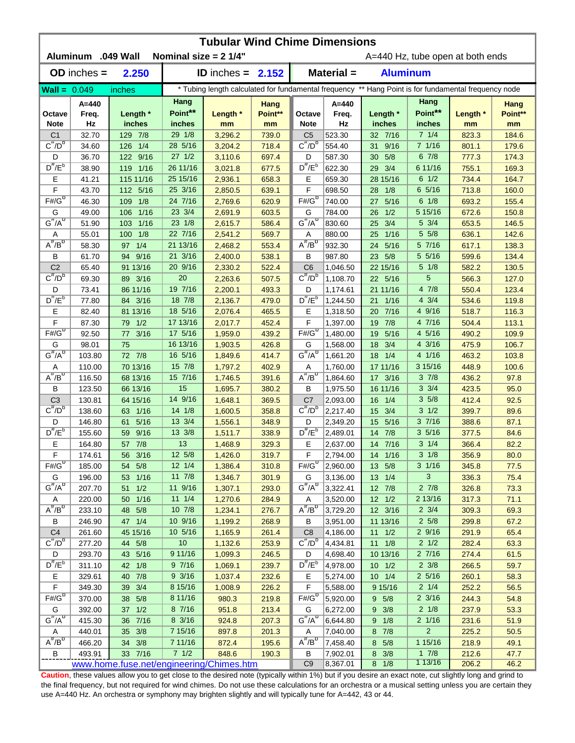# Tubular Wind Chime Dimensions

**Aluminum .049 Wall** **Nominal size = 2 1/4"** A=440 Hz, tube open at both ends

**OD inches = 2.250** **ID inches = 2.152** **Material = Aluminum**

**Wall =** 0.049 inches * Tubing length calculated for fundamental frequency ** Hang Point is for fundamental frequency node

| Octave Note | A=440 Freq. Hz | Length * inches | Hang Point** inches | Length * mm | Hang Point** mm | Octave Note | A=440 Freq. Hz | Length * inches | Hang Point** inches | Length * mm | Hang Point** mm |
|---|---|---|---|---|---|---|---|---|---|---|---|
| C1 | 32.70 | 129 7/8 | 29 1/8 | 3,296.2 | 739.0 | C5 | 523.30 | 32 7/16 | 7 1/4 | 823.3 | 184.6 |
| C#/Db | 34.60 | 126 1/4 | 28 5/16 | 3,204.2 | 718.4 | C#/Db | 554.40 | 31 9/16 | 7 1/16 | 801.1 | 179.6 |
| D | 36.70 | 122 9/16 | 27 1/2 | 3,110.6 | 697.4 | D | 587.30 | 30 5/8 | 6 7/8 | 777.3 | 174.3 |
| D#/Eb | 38.90 | 119 1/16 | 26 11/16 | 3,021.8 | 677.5 | D#/Eb | 622.30 | 29 3/4 | 6 11/16 | 755.1 | 169.3 |
| E | 41.21 | 115 11/16 | 25 15/16 | 2,936.1 | 658.3 | E | 659.30 | 28 15/16 | 6 1/2 | 734.4 | 164.7 |
| F | 43.70 | 112 5/16 | 25 3/16 | 2,850.5 | 639.1 | F | 698.50 | 28 1/8 | 6 5/16 | 713.8 | 160.0 |
| F#/Gb | 46.30 | 109 1/8 | 24 7/16 | 2,769.6 | 620.9 | F#/Gb | 740.00 | 27 5/16 | 6 1/8 | 693.2 | 155.4 |
| G | 49.00 | 106 1/16 | 23 3/4 | 2,691.9 | 603.5 | G | 784.00 | 26 1/2 | 5 15/16 | 672.6 | 150.8 |
| G#/Ab | 51.90 | 103 1/16 | 23 1/8 | 2,615.7 | 586.4 | G#/Ab | 830.60 | 25 3/4 | 5 3/4 | 653.5 | 146.5 |
| A | 55.01 | 100 1/8 | 22 7/16 | 2,541.2 | 569.7 | A | 880.00 | 25 1/16 | 5 5/8 | 636.1 | 142.6 |
| A#/Bb | 58.30 | 97 1/4 | 21 13/16 | 2,468.2 | 553.4 | A#/Bb | 932.30 | 24 5/16 | 5 7/16 | 617.1 | 138.3 |
| B | 61.70 | 94 9/16 | 21 3/16 | 2,400.0 | 538.1 | B | 987.80 | 23 5/8 | 5 5/16 | 599.6 | 134.4 |
| C2 | 65.40 | 91 13/16 | 20 9/16 | 2,330.2 | 522.4 | C6 | 1,046.50 | 22 15/16 | 5 1/8 | 582.2 | 130.5 |
| C#/Db | 69.30 | 89 3/16 | 20 | 2,263.6 | 507.5 | C#/Db | 1,108.70 | 22 5/16 | 5 | 566.3 | 127.0 |
| D | 73.41 | 86 11/16 | 19 7/16 | 2,200.1 | 493.3 | D | 1,174.61 | 21 11/16 | 4 7/8 | 550.4 | 123.4 |
| D#/Eb | 77.80 | 84 3/16 | 18 7/8 | 2,136.7 | 479.0 | D#/Eb | 1,244.50 | 21 1/16 | 4 3/4 | 534.6 | 119.8 |
| E | 82.40 | 81 13/16 | 18 5/16 | 2,076.4 | 465.5 | E | 1,318.50 | 20 7/16 | 4 9/16 | 518.7 | 116.3 |
| F | 87.30 | 79 1/2 | 17 13/16 | 2,017.7 | 452.4 | F | 1,397.00 | 19 7/8 | 4 7/16 | 504.4 | 113.1 |
| F#/Gb | 92.50 | 77 3/16 | 17 5/16 | 1,959.0 | 439.2 | F#/Gb | 1,480.00 | 19 5/16 | 4 5/16 | 490.2 | 109.9 |
| G | 98.01 | 75 | 16 13/16 | 1,903.5 | 426.8 | G | 1,568.00 | 18 3/4 | 4 3/16 | 475.9 | 106.7 |
| G#/Ab | 103.80 | 72 7/8 | 16 5/16 | 1,849.6 | 414.7 | G#/Ab | 1,661.20 | 18 1/4 | 4 1/16 | 463.2 | 103.8 |
| A | 110.00 | 70 13/16 | 15 7/8 | 1,797.2 | 402.9 | A | 1,760.00 | 17 11/16 | 3 15/16 | 448.9 | 100.6 |
| A#/Bb | 116.50 | 68 13/16 | 15 7/16 | 1,746.5 | 391.6 | A#/Bb | 1,864.60 | 17 3/16 | 3 7/8 | 436.2 | 97.8 |
| B | 123.50 | 66 13/16 | 15 | 1,695.7 | 380.2 | B | 1,975.50 | 16 11/16 | 3 3/4 | 423.5 | 95.0 |
| C3 | 130.81 | 64 15/16 | 14 9/16 | 1,648.1 | 369.5 | C7 | 2,093.00 | 16 1/4 | 3 5/8 | 412.4 | 92.5 |
| C#/Db | 138.60 | 63 1/16 | 14 1/8 | 1,600.5 | 358.8 | C#/Db | 2,217.40 | 15 3/4 | 3 1/2 | 399.7 | 89.6 |
| D | 146.80 | 61 5/16 | 13 3/4 | 1,556.1 | 348.9 | D | 2,349.20 | 15 5/16 | 3 7/16 | 388.6 | 87.1 |
| D#/Eb | 155.60 | 59 9/16 | 13 3/8 | 1,511.7 | 338.9 | D#/Eb | 2,489.01 | 14 7/8 | 3 5/16 | 377.5 | 84.6 |
| E | 164.80 | 57 7/8 | 13 | 1,468.9 | 329.3 | E | 2,637.00 | 14 7/16 | 3 1/4 | 366.4 | 82.2 |
| F | 174.61 | 56 3/16 | 12 5/8 | 1,426.0 | 319.7 | F | 2,794.00 | 14 1/16 | 3 1/8 | 356.9 | 80.0 |
| F#/Gb | 185.00 | 54 5/8 | 12 1/4 | 1,386.4 | 310.8 | F#/Gb | 2,960.00 | 13 5/8 | 3 1/16 | 345.8 | 77.5 |
| G | 196.00 | 53 1/16 | 11 7/8 | 1,346.7 | 301.9 | G | 3,136.00 | 13 1/4 | 3 | 336.3 | 75.4 |
| G#/Ab | 207.70 | 51 1/2 | 11 9/16 | 1,307.1 | 293.0 | G#/Ab | 3,322.41 | 12 7/8 | 2 7/8 | 326.8 | 73.3 |
| A | 220.00 | 50 1/16 | 11 1/4 | 1,270.6 | 284.9 | A | 3,520.00 | 12 1/2 | 2 13/16 | 317.3 | 71.1 |
| A#/Bb | 233.10 | 48 5/8 | 10 7/8 | 1,234.1 | 276.7 | A#/Bb | 3,729.20 | 12 3/16 | 2 3/4 | 309.3 | 69.3 |
| B | 246.90 | 47 1/4 | 10 9/16 | 1,199.2 | 268.9 | B | 3,951.00 | 11 13/16 | 2 5/8 | 299.8 | 67.2 |
| C4 | 261.60 | 45 15/16 | 10 5/16 | 1,165.9 | 261.4 | C8 | 4,186.00 | 11 1/2 | 2 9/16 | 291.9 | 65.4 |
| C#/Db | 277.20 | 44 5/8 | 10 | 1,132.6 | 253.9 | C#/Db | 4,434.81 | 11 1/8 | 2 1/2 | 282.4 | 63.3 |
| D | 293.70 | 43 5/16 | 9 11/16 | 1,099.3 | 246.5 | D | 4,698.40 | 10 13/16 | 2 7/16 | 274.4 | 61.5 |
| D#/Eb | 311.10 | 42 1/8 | 9 7/16 | 1,069.1 | 239.7 | D#/Eb | 4,978.00 | 10 1/2 | 2 3/8 | 266.5 | 59.7 |
| E | 329.61 | 40 7/8 | 9 3/16 | 1,037.4 | 232.6 | E | 5,274.00 | 10 1/4 | 2 5/16 | 260.1 | 58.3 |
| F | 349.30 | 39 3/4 | 8 15/16 | 1,008.9 | 226.2 | F | 5,588.00 | 9 15/16 | 2 1/4 | 252.2 | 56.5 |
| F#/Gb | 370.00 | 38 5/8 | 8 11/16 | 980.3 | 219.8 | F#/Gb | 5,920.00 | 9 5/8 | 2 3/16 | 244.3 | 54.8 |
| G | 392.00 | 37 1/2 | 8 7/16 | 951.8 | 213.4 | G | 6,272.00 | 9 3/8 | 2 1/8 | 237.9 | 53.3 |
| G#/Ab | 415.30 | 36 7/16 | 8 3/16 | 924.8 | 207.3 | G#/Ab | 6,644.80 | 9 1/8 | 2 1/16 | 231.6 | 51.9 |
| A | 440.01 | 35 3/8 | 7 15/16 | 897.8 | 201.3 | A | 7,040.00 | 8 7/8 | 2 | 225.2 | 50.5 |
| A#/Bb | 466.20 | 34 3/8 | 7 11/16 | 872.4 | 195.6 | A#/Bb | 7,458.40 | 8 5/8 | 1 15/16 | 218.9 | 49.1 |
| B | 493.91 | 33 7/16 | 7 1/2 | 848.6 | 190.3 | B | 7,902.01 | 8 3/8 | 1 7/8 | 212.6 | 47.7 |
| | | | | | | C9 | 8,367.01 | 8 1/8 | 1 13/16 | 206.2 | 46.2 |

www.home.fuse.net/engineering/Chimes.htm

**Caution**, these values allow you to get close to the desired note (typically within 1%) but if you desire an exact note, cut slightly long and grind to the final frequency, but not required for wind chimes. Do not use these calculations for an orchestra or a musical setting unless you are certain they use A=440 Hz. An orchestra or symphony may brighten slightly and will typically tune for A=442, 43 or 44.